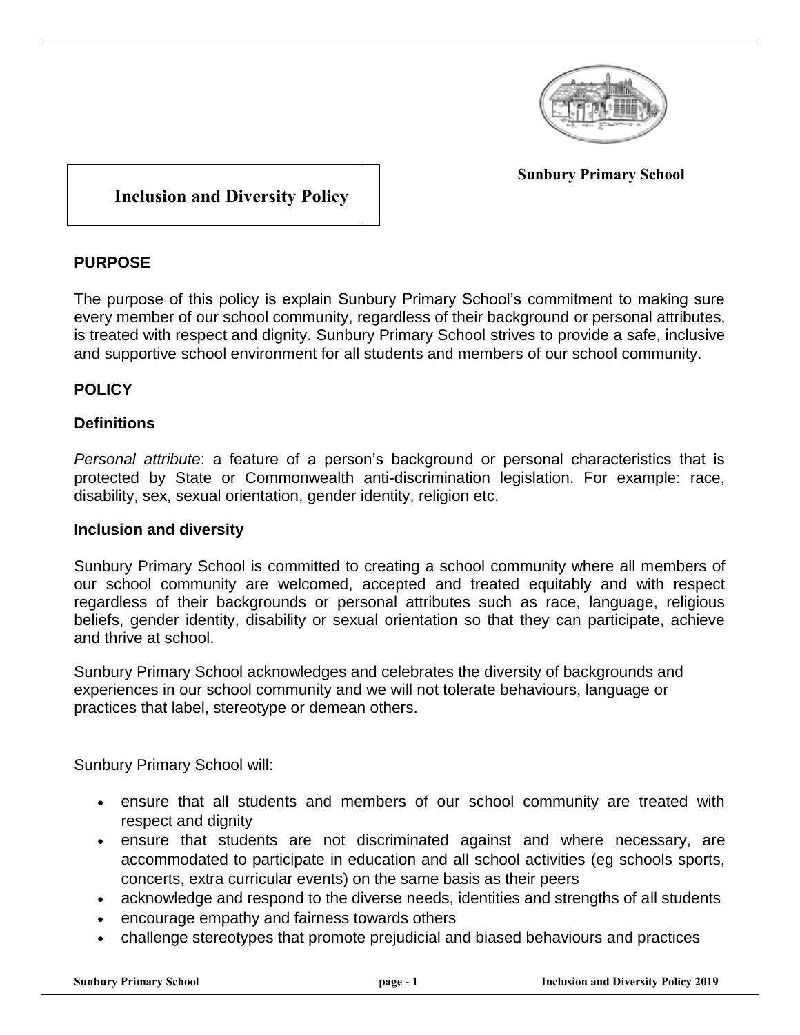**Sunbury Primary School**

# Inclusion and Diversity Policy

## PURPOSE

The purpose of this policy is explain Sunbury Primary School's commitment to making sure every member of our school community, regardless of their background or personal attributes, is treated with respect and dignity. Sunbury Primary School strives to provide a safe, inclusive and supportive school environment for all students and members of our school community.

## POLICY

### Definitions

*Personal attribute*: a feature of a person's background or personal characteristics that is protected by State or Commonwealth anti-discrimination legislation. For example: race, disability, sex, sexual orientation, gender identity, religion etc.

### Inclusion and diversity

Sunbury Primary School is committed to creating a school community where all members of our school community are welcomed, accepted and treated equitably and with respect regardless of their backgrounds or personal attributes such as race, language, religious beliefs, gender identity, disability or sexual orientation so that they can participate, achieve and thrive at school.

Sunbury Primary School acknowledges and celebrates the diversity of backgrounds and experiences in our school community and we will not tolerate behaviours, language or practices that label, stereotype or demean others.

Sunbury Primary School will:

- ensure that all students and members of our school community are treated with respect and dignity
- ensure that students are not discriminated against and where necessary, are accommodated to participate in education and all school activities (eg schools sports, concerts, extra curricular events) on the same basis as their peers
- acknowledge and respond to the diverse needs, identities and strengths of all students
- encourage empathy and fairness towards others
- challenge stereotypes that promote prejudicial and biased behaviours and practices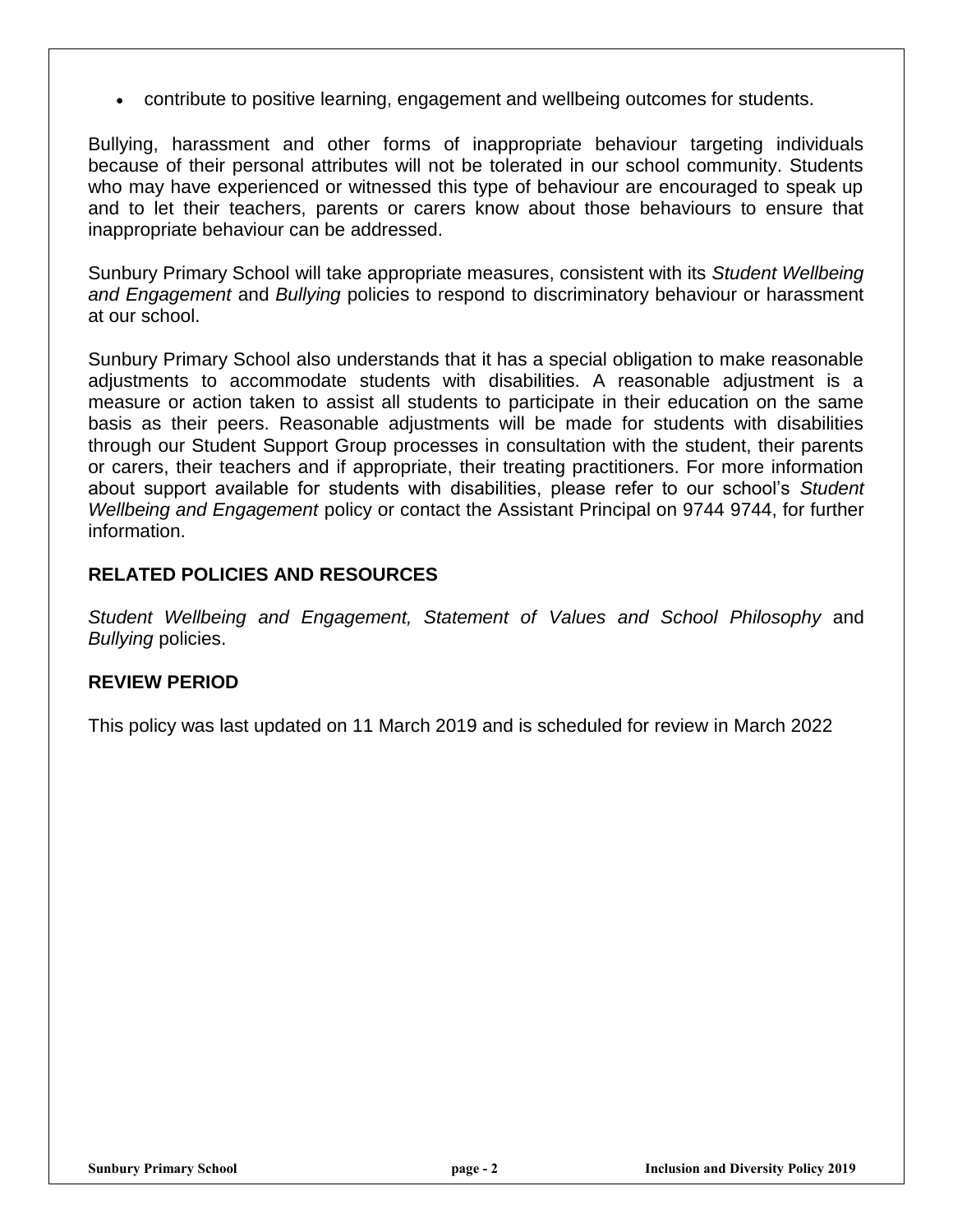- contribute to positive learning, engagement and wellbeing outcomes for students.

Bullying, harassment and other forms of inappropriate behaviour targeting individuals because of their personal attributes will not be tolerated in our school community. Students who may have experienced or witnessed this type of behaviour are encouraged to speak up and to let their teachers, parents or carers know about those behaviours to ensure that inappropriate behaviour can be addressed.

Sunbury Primary School will take appropriate measures, consistent with its *Student Wellbeing and Engagement* and *Bullying* policies to respond to discriminatory behaviour or harassment at our school.

Sunbury Primary School also understands that it has a special obligation to make reasonable adjustments to accommodate students with disabilities. A reasonable adjustment is a measure or action taken to assist all students to participate in their education on the same basis as their peers. Reasonable adjustments will be made for students with disabilities through our Student Support Group processes in consultation with the student, their parents or carers, their teachers and if appropriate, their treating practitioners. For more information about support available for students with disabilities, please refer to our school's *Student Wellbeing and Engagement* policy or contact the Assistant Principal on 9744 9744, for further information.

## RELATED POLICIES AND RESOURCES

*Student Wellbeing and Engagement, Statement of Values and School Philosophy* and *Bullying* policies.

## REVIEW PERIOD

This policy was last updated on 11 March 2019 and is scheduled for review in March 2022